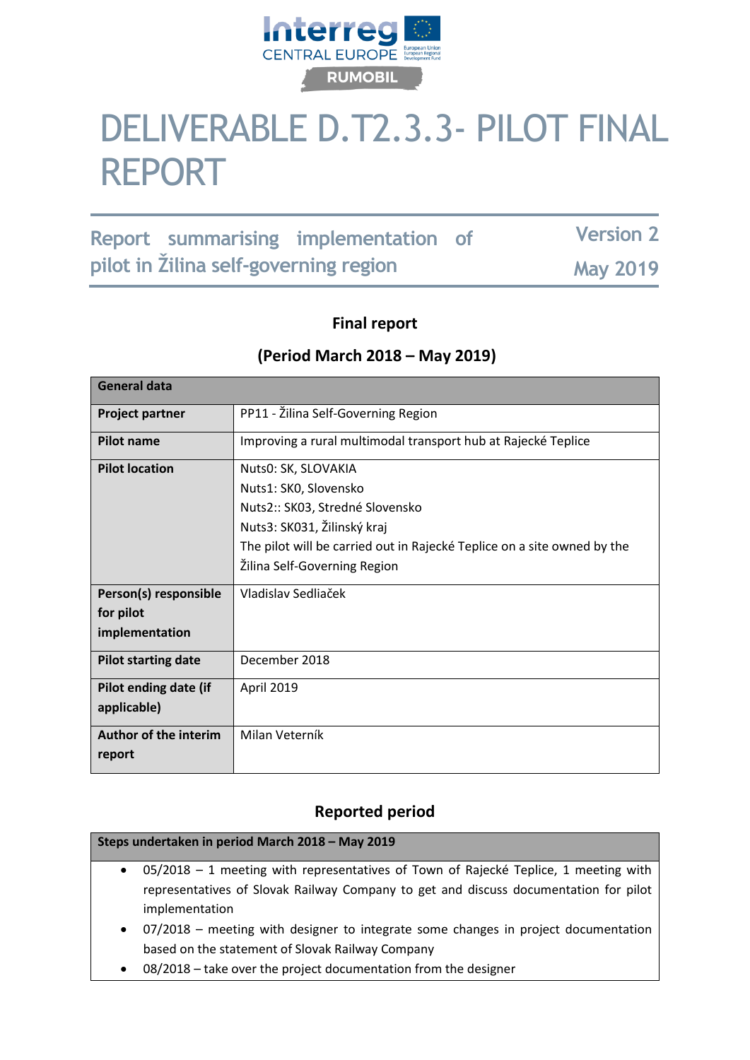# DELIVERABLE D.T2.3.3- PILOT FINAL REPORT

**Report summarising implementation of pilot in Žilina self-governing region**

**Version 2**

**May 2019**

### Final report

### (Period March 2018 – May 2019)

| General data | |
|---|---|
| **Project partner** | PP11 - Žilina Self-Governing Region |
| **Pilot name** | Improving a rural multimodal transport hub at Rajecké Teplice |
| **Pilot location** | Nuts0: SK, SLOVAKIA<br>Nuts1: SK0, Slovensko<br>Nuts2:: SK03, Stredné Slovensko<br>Nuts3: SK031, Žilinský kraj<br>The pilot will be carried out in Rajecké Teplice on a site owned by the Žilina Self-Governing Region |
| **Person(s) responsible for pilot implementation** | Vladislav Sedliaček |
| **Pilot starting date** | December 2018 |
| **Pilot ending date (if applicable)** | April 2019 |
| **Author of the interim report** | Milan Veterník |

### Reported period

| Steps undertaken in period March 2018 – May 2019 |
|---|
| • 05/2018 – 1 meeting with representatives of Town of Rajecké Teplice, 1 meeting with representatives of Slovak Railway Company to get and discuss documentation for pilot implementation<br>• 07/2018 – meeting with designer to integrate some changes in project documentation based on the statement of Slovak Railway Company<br>• 08/2018 – take over the project documentation from the designer |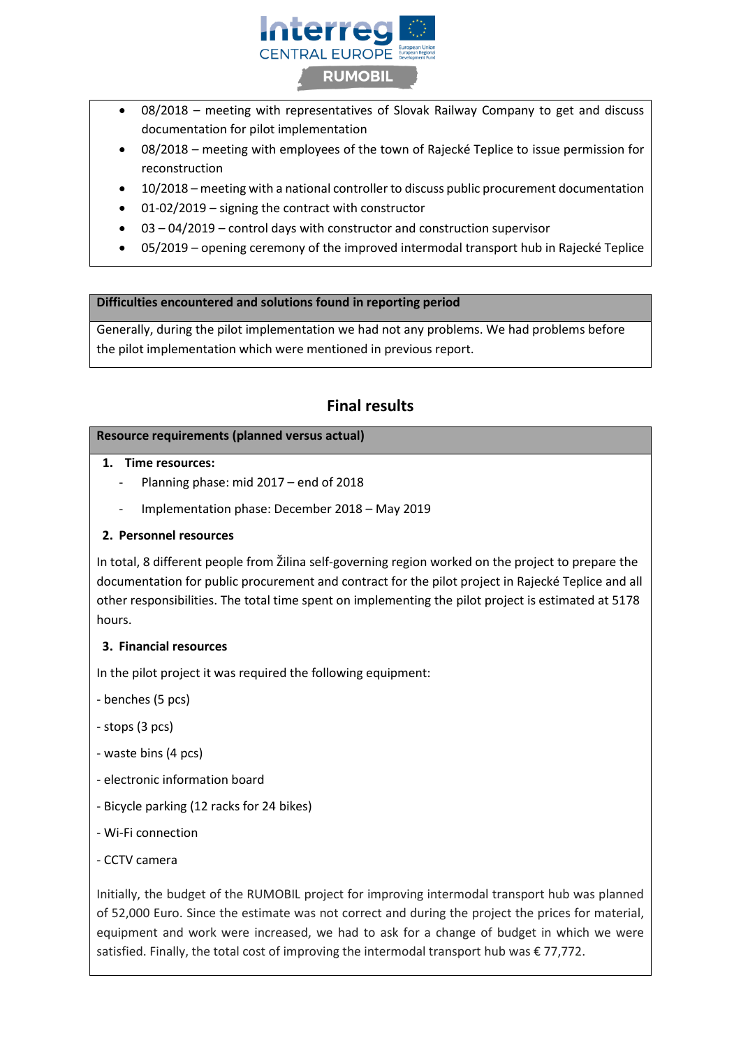- 08/2018 – meeting with representatives of Slovak Railway Company to get and discuss documentation for pilot implementation
- 08/2018 – meeting with employees of the town of Rajecké Teplice to issue permission for reconstruction
- 10/2018 – meeting with a national controller to discuss public procurement documentation
- 01-02/2019 – signing the contract with constructor
- 03 – 04/2019 – control days with constructor and construction supervisor
- 05/2019 – opening ceremony of the improved intermodal transport hub in Rajecké Teplice

**Difficulties encountered and solutions found in reporting period**

Generally, during the pilot implementation we had not any problems. We had problems before the pilot implementation which were mentioned in previous report.

## Final results

**Resource requirements (planned versus actual)**

1. **Time resources:**
   - Planning phase: mid 2017 – end of 2018
   - Implementation phase: December 2018 – May 2019

2. **Personnel resources**

In total, 8 different people from Žilina self-governing region worked on the project to prepare the documentation for public procurement and contract for the pilot project in Rajecké Teplice and all other responsibilities. The total time spent on implementing the pilot project is estimated at 5178 hours.

3. **Financial resources**

In the pilot project it was required the following equipment:

- benches (5 pcs)
- stops (3 pcs)
- waste bins (4 pcs)
- electronic information board
- Bicycle parking (12 racks for 24 bikes)
- Wi-Fi connection
- CCTV camera

Initially, the budget of the RUMOBIL project for improving intermodal transport hub was planned of 52,000 Euro. Since the estimate was not correct and during the project the prices for material, equipment and work were increased, we had to ask for a change of budget in which we were satisfied. Finally, the total cost of improving the intermodal transport hub was € 77,772.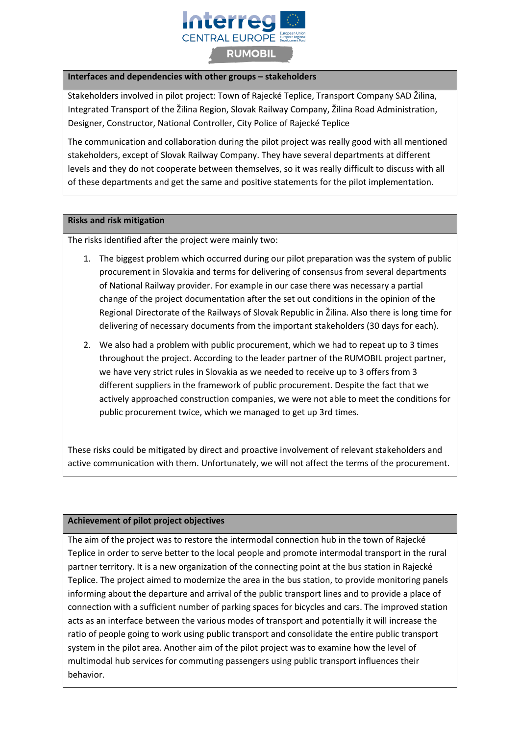## Interfaces and dependencies with other groups – stakeholders

Stakeholders involved in pilot project: Town of Rajecké Teplice, Transport Company SAD Žilina, Integrated Transport of the Žilina Region, Slovak Railway Company, Žilina Road Administration, Designer, Constructor, National Controller, City Police of Rajecké Teplice

The communication and collaboration during the pilot project was really good with all mentioned stakeholders, except of Slovak Railway Company. They have several departments at different levels and they do not cooperate between themselves, so it was really difficult to discuss with all of these departments and get the same and positive statements for the pilot implementation.

## Risks and risk mitigation

The risks identified after the project were mainly two:

1. The biggest problem which occurred during our pilot preparation was the system of public procurement in Slovakia and terms for delivering of consensus from several departments of National Railway provider. For example in our case there was necessary a partial change of the project documentation after the set out conditions in the opinion of the Regional Directorate of the Railways of Slovak Republic in Žilina. Also there is long time for delivering of necessary documents from the important stakeholders (30 days for each).
2. We also had a problem with public procurement, which we had to repeat up to 3 times throughout the project. According to the leader partner of the RUMOBIL project partner, we have very strict rules in Slovakia as we needed to receive up to 3 offers from 3 different suppliers in the framework of public procurement. Despite the fact that we actively approached construction companies, we were not able to meet the conditions for public procurement twice, which we managed to get up 3rd times.

These risks could be mitigated by direct and proactive involvement of relevant stakeholders and active communication with them. Unfortunately, we will not affect the terms of the procurement.

## Achievement of pilot project objectives

The aim of the project was to restore the intermodal connection hub in the town of Rajecké Teplice in order to serve better to the local people and promote intermodal transport in the rural partner territory. It is a new organization of the connecting point at the bus station in Rajecké Teplice. The project aimed to modernize the area in the bus station, to provide monitoring panels informing about the departure and arrival of the public transport lines and to provide a place of connection with a sufficient number of parking spaces for bicycles and cars. The improved station acts as an interface between the various modes of transport and potentially it will increase the ratio of people going to work using public transport and consolidate the entire public transport system in the pilot area. Another aim of the pilot project was to examine how the level of multimodal hub services for commuting passengers using public transport influences their behavior.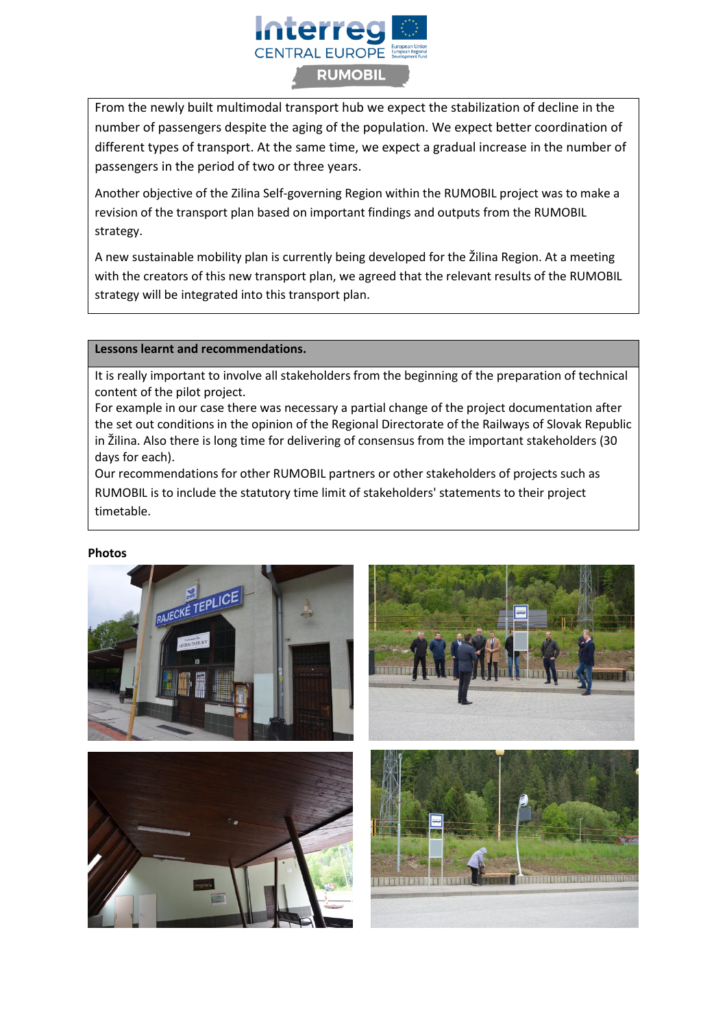From the newly built multimodal transport hub we expect the stabilization of decline in the number of passengers despite the aging of the population. We expect better coordination of different types of transport. At the same time, we expect a gradual increase in the number of passengers in the period of two or three years.

Another objective of the Zilina Self-governing Region within the RUMOBIL project was to make a revision of the transport plan based on important findings and outputs from the RUMOBIL strategy.

A new sustainable mobility plan is currently being developed for the Žilina Region. At a meeting with the creators of this new transport plan, we agreed that the relevant results of the RUMOBIL strategy will be integrated into this transport plan.

**Lessons learnt and recommendations.**

It is really important to involve all stakeholders from the beginning of the preparation of technical content of the pilot project.
For example in our case there was necessary a partial change of the project documentation after the set out conditions in the opinion of the Regional Directorate of the Railways of Slovak Republic in Žilina. Also there is long time for delivering of consensus from the important stakeholders (30 days for each).
Our recommendations for other RUMOBIL partners or other stakeholders of projects such as RUMOBIL is to include the statutory time limit of stakeholders' statements to their project timetable.

**Photos**